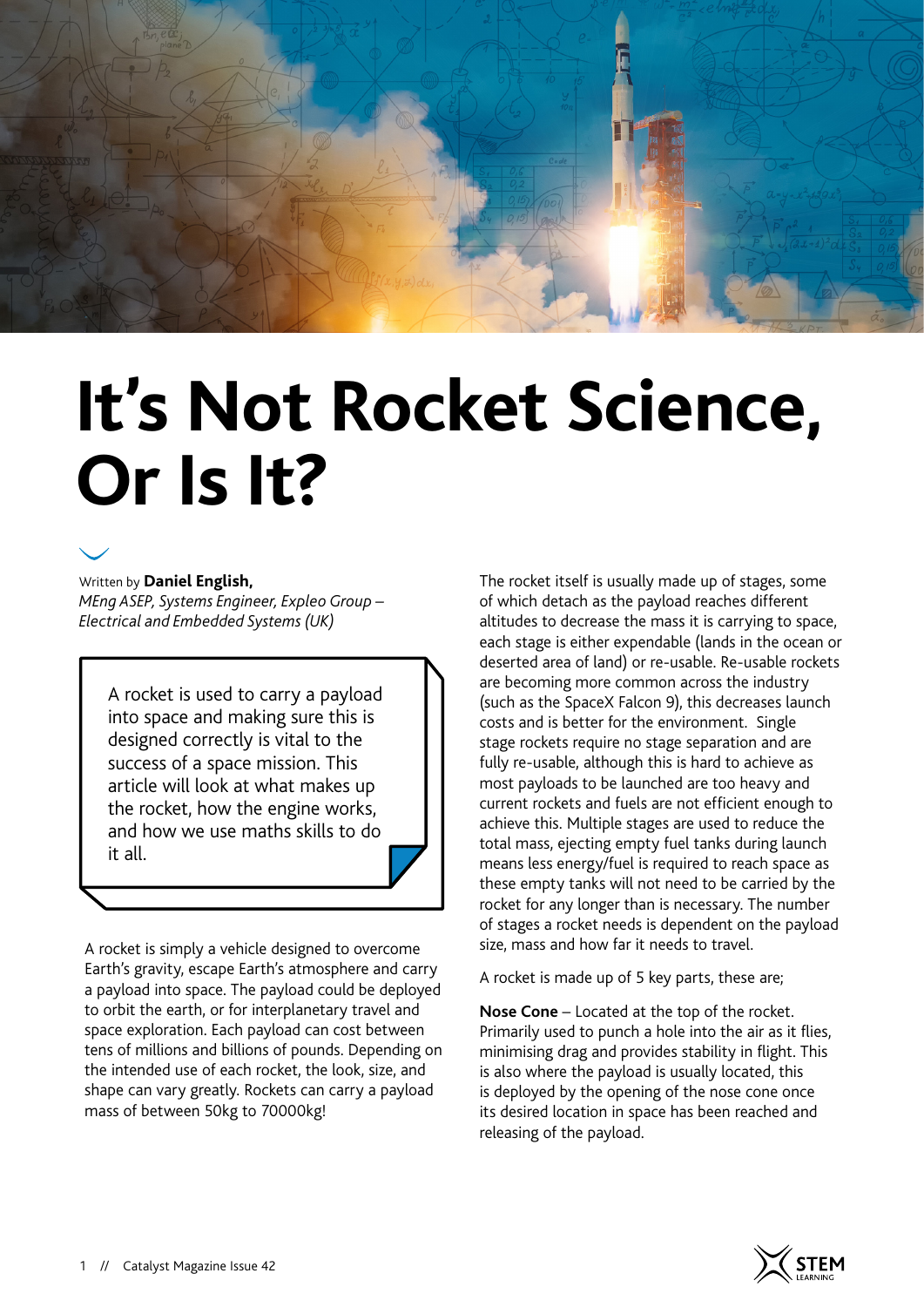# It's Not Rocket Science, Or Is It?

Written by **Daniel English,**
*MEng ASEP, Systems Engineer, Expleo Group – Electrical and Embedded Systems (UK)*

A rocket is used to carry a payload into space and making sure this is designed correctly is vital to the success of a space mission. This article will look at what makes up the rocket, how the engine works, and how we use maths skills to do it all.

A rocket is simply a vehicle designed to overcome Earth's gravity, escape Earth's atmosphere and carry a payload into space. The payload could be deployed to orbit the earth, or for interplanetary travel and space exploration. Each payload can cost between tens of millions and billions of pounds. Depending on the intended use of each rocket, the look, size, and shape can vary greatly. Rockets can carry a payload mass of between 50kg to 70000kg!

The rocket itself is usually made up of stages, some of which detach as the payload reaches different altitudes to decrease the mass it is carrying to space, each stage is either expendable (lands in the ocean or deserted area of land) or re-usable. Re-usable rockets are becoming more common across the industry (such as the SpaceX Falcon 9), this decreases launch costs and is better for the environment. Single stage rockets require no stage separation and are fully re-usable, although this is hard to achieve as most payloads to be launched are too heavy and current rockets and fuels are not efficient enough to achieve this. Multiple stages are used to reduce the total mass, ejecting empty fuel tanks during launch means less energy/fuel is required to reach space as these empty tanks will not need to be carried by the rocket for any longer than is necessary. The number of stages a rocket needs is dependent on the payload size, mass and how far it needs to travel.

A rocket is made up of 5 key parts, these are;

**Nose Cone** – Located at the top of the rocket. Primarily used to punch a hole into the air as it flies, minimising drag and provides stability in flight. This is also where the payload is usually located, this is deployed by the opening of the nose cone once its desired location in space has been reached and releasing of the payload.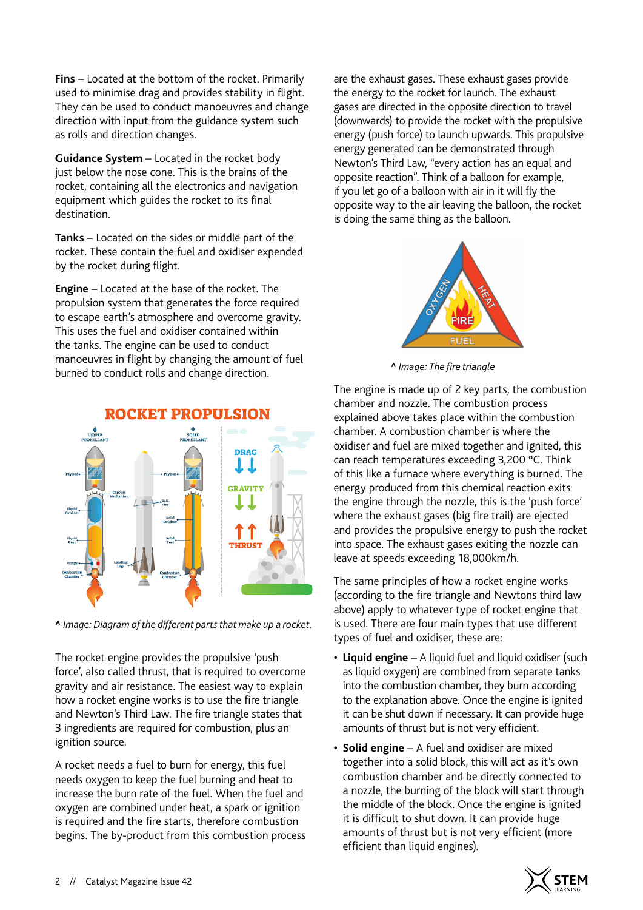**Fins** – Located at the bottom of the rocket. Primarily used to minimise drag and provides stability in flight. They can be used to conduct manoeuvres and change direction with input from the guidance system such as rolls and direction changes.

**Guidance System** – Located in the rocket body just below the nose cone. This is the brains of the rocket, containing all the electronics and navigation equipment which guides the rocket to its final destination.

**Tanks** – Located on the sides or middle part of the rocket. These contain the fuel and oxidiser expended by the rocket during flight.

**Engine** – Located at the base of the rocket. The propulsion system that generates the force required to escape earth's atmosphere and overcome gravity. This uses the fuel and oxidiser contained within the tanks. The engine can be used to conduct manoeuvres in flight by changing the amount of fuel burned to conduct rolls and change direction.

^ *Image: Diagram of the different parts that make up a rocket.*

The rocket engine provides the propulsive 'push force', also called thrust, that is required to overcome gravity and air resistance. The easiest way to explain how a rocket engine works is to use the fire triangle and Newton's Third Law. The fire triangle states that 3 ingredients are required for combustion, plus an ignition source.

A rocket needs a fuel to burn for energy, this fuel needs oxygen to keep the fuel burning and heat to increase the burn rate of the fuel. When the fuel and oxygen are combined under heat, a spark or ignition is required and the fire starts, therefore combustion begins. The by-product from this combustion process are the exhaust gases. These exhaust gases provide the energy to the rocket for launch. The exhaust gases are directed in the opposite direction to travel (downwards) to provide the rocket with the propulsive energy (push force) to launch upwards. This propulsive energy generated can be demonstrated through Newton's Third Law, "every action has an equal and opposite reaction". Think of a balloon for example, if you let go of a balloon with air in it will fly the opposite way to the air leaving the balloon, the rocket is doing the same thing as the balloon.

^ *Image: The fire triangle*

The engine is made up of 2 key parts, the combustion chamber and nozzle. The combustion process explained above takes place within the combustion chamber. A combustion chamber is where the oxidiser and fuel are mixed together and ignited, this can reach temperatures exceeding 3,200 °C. Think of this like a furnace where everything is burned. The energy produced from this chemical reaction exits the engine through the nozzle, this is the 'push force' where the exhaust gases (big fire trail) are ejected and provides the propulsive energy to push the rocket into space. The exhaust gases exiting the nozzle can leave at speeds exceeding 18,000km/h.

The same principles of how a rocket engine works (according to the fire triangle and Newtons third law above) apply to whatever type of rocket engine that is used. There are four main types that use different types of fuel and oxidiser, these are:

- **Liquid engine** – A liquid fuel and liquid oxidiser (such as liquid oxygen) are combined from separate tanks into the combustion chamber, they burn according to the explanation above. Once the engine is ignited it can be shut down if necessary. It can provide huge amounts of thrust but is not very efficient.
- **Solid engine** – A fuel and oxidiser are mixed together into a solid block, this will act as it's own combustion chamber and be directly connected to a nozzle, the burning of the block will start through the middle of the block. Once the engine is ignited it is difficult to shut down. It can provide huge amounts of thrust but is not very efficient (more efficient than liquid engines).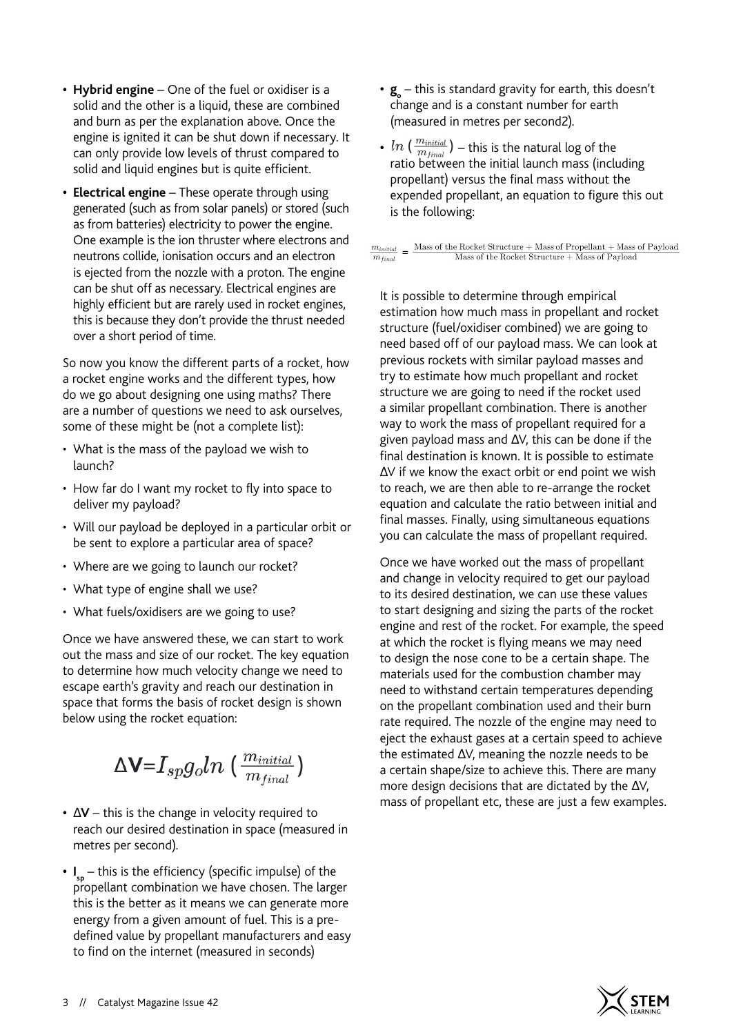- **Hybrid engine** – One of the fuel or oxidiser is a solid and the other is a liquid, these are combined and burn as per the explanation above. Once the engine is ignited it can be shut down if necessary. It can only provide low levels of thrust compared to solid and liquid engines but is quite efficient.
- **Electrical engine** – These operate through using generated (such as from solar panels) or stored (such as from batteries) electricity to power the engine. One example is the ion thruster where electrons and neutrons collide, ionisation occurs and an electron is ejected from the nozzle with a proton. The engine can be shut off as necessary. Electrical engines are highly efficient but are rarely used in rocket engines, this is because they don't provide the thrust needed over a short period of time.

So now you know the different parts of a rocket, how a rocket engine works and the different types, how do we go about designing one using maths? There are a number of questions we need to ask ourselves, some of these might be (not a complete list):

- What is the mass of the payload we wish to launch?
- How far do I want my rocket to fly into space to deliver my payload?
- Will our payload be deployed in a particular orbit or be sent to explore a particular area of space?
- Where are we going to launch our rocket?
- What type of engine shall we use?
- What fuels/oxidisers are we going to use?

Once we have answered these, we can start to work out the mass and size of our rocket. The key equation to determine how much velocity change we need to escape earth's gravity and reach our destination in space that forms the basis of rocket design is shown below using the rocket equation:

$$\Delta \mathbf{V} = I_{sp} g_o ln\left(\frac{m_{initial}}{m_{final}}\right)$$

- **ΔV** – this is the change in velocity required to reach our desired destination in space (measured in metres per second).
- $\mathbf{I_{sp}}$ – this is the efficiency (specific impulse) of the propellant combination we have chosen. The larger this is the better as it means we can generate more energy from a given amount of fuel. This is a pre-defined value by propellant manufacturers and easy to find on the internet (measured in seconds)
- $\mathbf{g_o}$ – this is standard gravity for earth, this doesn't change and is a constant number for earth (measured in metres per second2).
- $ln\left(\frac{m_{initial}}{m_{final}}\right)$ – this is the natural log of the ratio between the initial launch mass (including propellant) versus the final mass without the expended propellant, an equation to figure this out is the following:

$$\frac{m_{initial}}{m_{final}} = \frac{\text{Mass of the Rocket Structure} + \text{Mass of Propellant} + \text{Mass of Payload}}{\text{Mass of the Rocket Structure} + \text{Mass of Payload}}$$

It is possible to determine through empirical estimation how much mass in propellant and rocket structure (fuel/oxidiser combined) we are going to need based off of our payload mass. We can look at previous rockets with similar payload masses and try to estimate how much propellant and rocket structure we are going to need if the rocket used a similar propellant combination. There is another way to work the mass of propellant required for a given payload mass and ΔV, this can be done if the final destination is known. It is possible to estimate ΔV if we know the exact orbit or end point we wish to reach, we are then able to re-arrange the rocket equation and calculate the ratio between initial and final masses. Finally, using simultaneous equations you can calculate the mass of propellant required.

Once we have worked out the mass of propellant and change in velocity required to get our payload to its desired destination, we can use these values to start designing and sizing the parts of the rocket engine and rest of the rocket. For example, the speed at which the rocket is flying means we may need to design the nose cone to be a certain shape. The materials used for the combustion chamber may need to withstand certain temperatures depending on the propellant combination used and their burn rate required. The nozzle of the engine may need to eject the exhaust gases at a certain speed to achieve the estimated ΔV, meaning the nozzle needs to be a certain shape/size to achieve this. There are many more design decisions that are dictated by the ΔV, mass of propellant etc, these are just a few examples.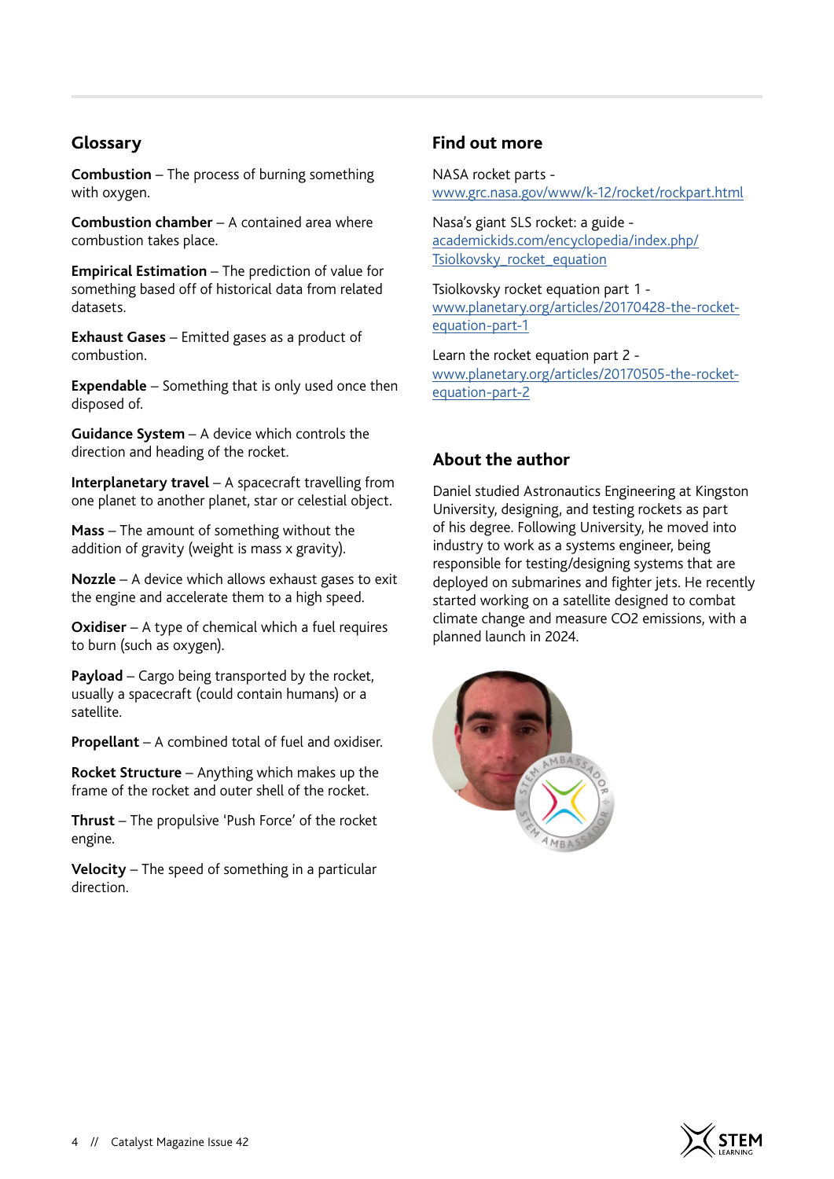## Glossary

**Combustion** – The process of burning something with oxygen.

**Combustion chamber** – A contained area where combustion takes place.

**Empirical Estimation** – The prediction of value for something based off of historical data from related datasets.

**Exhaust Gases** – Emitted gases as a product of combustion.

**Expendable** – Something that is only used once then disposed of.

**Guidance System** – A device which controls the direction and heading of the rocket.

**Interplanetary travel** – A spacecraft travelling from one planet to another planet, star or celestial object.

**Mass** – The amount of something without the addition of gravity (weight is mass x gravity).

**Nozzle** – A device which allows exhaust gases to exit the engine and accelerate them to a high speed.

**Oxidiser** – A type of chemical which a fuel requires to burn (such as oxygen).

**Payload** – Cargo being transported by the rocket, usually a spacecraft (could contain humans) or a satellite.

**Propellant** – A combined total of fuel and oxidiser.

**Rocket Structure** – Anything which makes up the frame of the rocket and outer shell of the rocket.

**Thrust** – The propulsive 'Push Force' of the rocket engine.

**Velocity** – The speed of something in a particular direction.

## Find out more

NASA rocket parts - www.grc.nasa.gov/www/k-12/rocket/rockpart.html

Nasa's giant SLS rocket: a guide - academickids.com/encyclopedia/index.php/Tsiolkovsky_rocket_equation

Tsiolkovsky rocket equation part 1 - www.planetary.org/articles/20170428-the-rocket-equation-part-1

Learn the rocket equation part 2 - www.planetary.org/articles/20170505-the-rocket-equation-part-2

## About the author

Daniel studied Astronautics Engineering at Kingston University, designing, and testing rockets as part of his degree. Following University, he moved into industry to work as a systems engineer, being responsible for testing/designing systems that are deployed on submarines and fighter jets. He recently started working on a satellite designed to combat climate change and measure $CO_2$ emissions, with a planned launch in 2024.